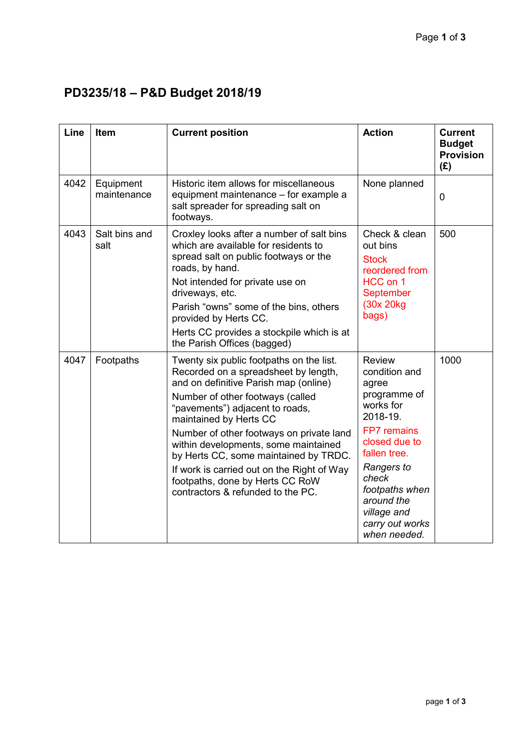# PD3235/18 – P&D Budget 2018/19

| Line | Item | Current position | Action | Current Budget Provision (£) |
|---|---|---|---|---|
| 4042 | Equipment maintenance | Historic item allows for miscellaneous equipment maintenance – for example a salt spreader for spreading salt on footways. | None planned | 0 |
| 4043 | Salt bins and salt | Croxley looks after a number of salt bins which are available for residents to spread salt on public footways or the roads, by hand.<br>Not intended for private use on driveways, etc.<br>Parish "owns" some of the bins, others provided by Herts CC.<br>Herts CC provides a stockpile which is at the Parish Offices (bagged) | Check & clean out bins<br>Stock reordered from HCC on 1 September (30x 20kg bags) | 500 |
| 4047 | Footpaths | Twenty six public footpaths on the list. Recorded on a spreadsheet by length, and on definitive Parish map (online)<br>Number of other footways (called "pavements") adjacent to roads, maintained by Herts CC<br>Number of other footways on private land within developments, some maintained by Herts CC, some maintained by TRDC.<br>If work is carried out on the Right of Way footpaths, done by Herts CC RoW contractors & refunded to the PC. | Review condition and agree programme of works for 2018-19.<br>FP7 remains closed due to fallen tree.<br>*Rangers to check footpaths when around the village and carry out works when needed.* | 1000 |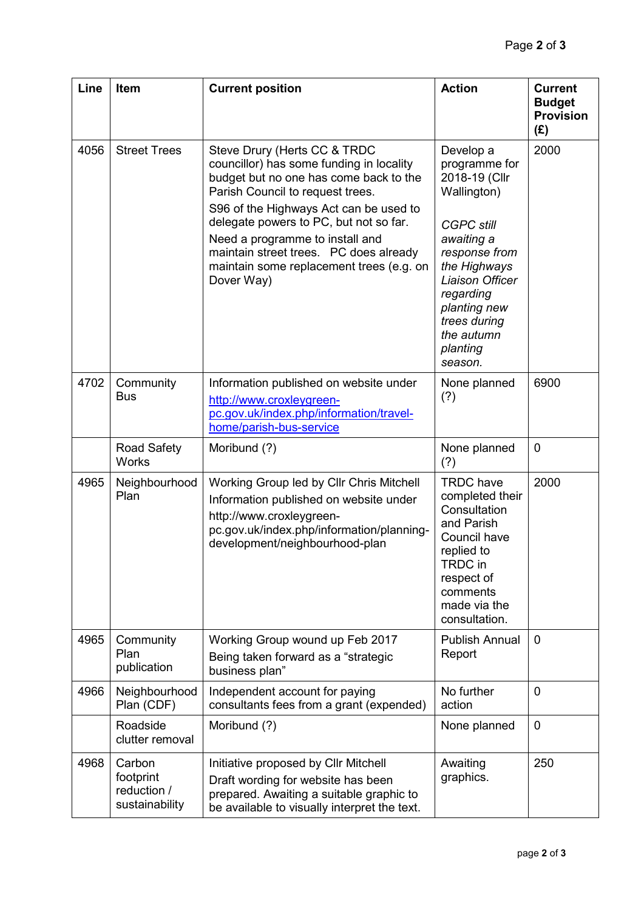| Line | Item | Current position | Action | Current Budget Provision (£) |
|---|---|---|---|---|
| 4056 | Street Trees | Steve Drury (Herts CC & TRDC councillor) has some funding in locality budget but no one has come back to the Parish Council to request trees.<br>S96 of the Highways Act can be used to delegate powers to PC, but not so far.<br>Need a programme to install and maintain street trees. PC does already maintain some replacement trees (e.g. on Dover Way) | Develop a programme for 2018-19 (Cllr Wallington)<br><br>*CGPC still awaiting a response from the Highways Liaison Officer regarding planting new trees during the autumn planting season.* | 2000 |
| 4702 | Community Bus | Information published on website under [http://www.croxleygreen-pc.gov.uk/index.php/information/travel-home/parish-bus-service](http://www.croxleygreen-pc.gov.uk/index.php/information/travel-home/parish-bus-service) | None planned (?) | 6900 |
| | Road Safety Works | Moribund (?) | None planned (?) | 0 |
| 4965 | Neighbourhood Plan | Working Group led by Cllr Chris Mitchell<br>Information published on website under http://www.croxleygreen-pc.gov.uk/index.php/information/planning-development/neighbourhood-plan | TRDC have completed their Consultation and Parish Council have replied to TRDC in respect of comments made via the consultation. | 2000 |
| 4965 | Community Plan publication | Working Group wound up Feb 2017<br>Being taken forward as a "strategic business plan" | Publish Annual Report | 0 |
| 4966 | Neighbourhood Plan (CDF) | Independent account for paying consultants fees from a grant (expended) | No further action | 0 |
| | Roadside clutter removal | Moribund (?) | None planned | 0 |
| 4968 | Carbon footprint reduction / sustainability | Initiative proposed by Cllr Mitchell<br>Draft wording for website has been prepared. Awaiting a suitable graphic to be available to visually interpret the text. | Awaiting graphics. | 250 |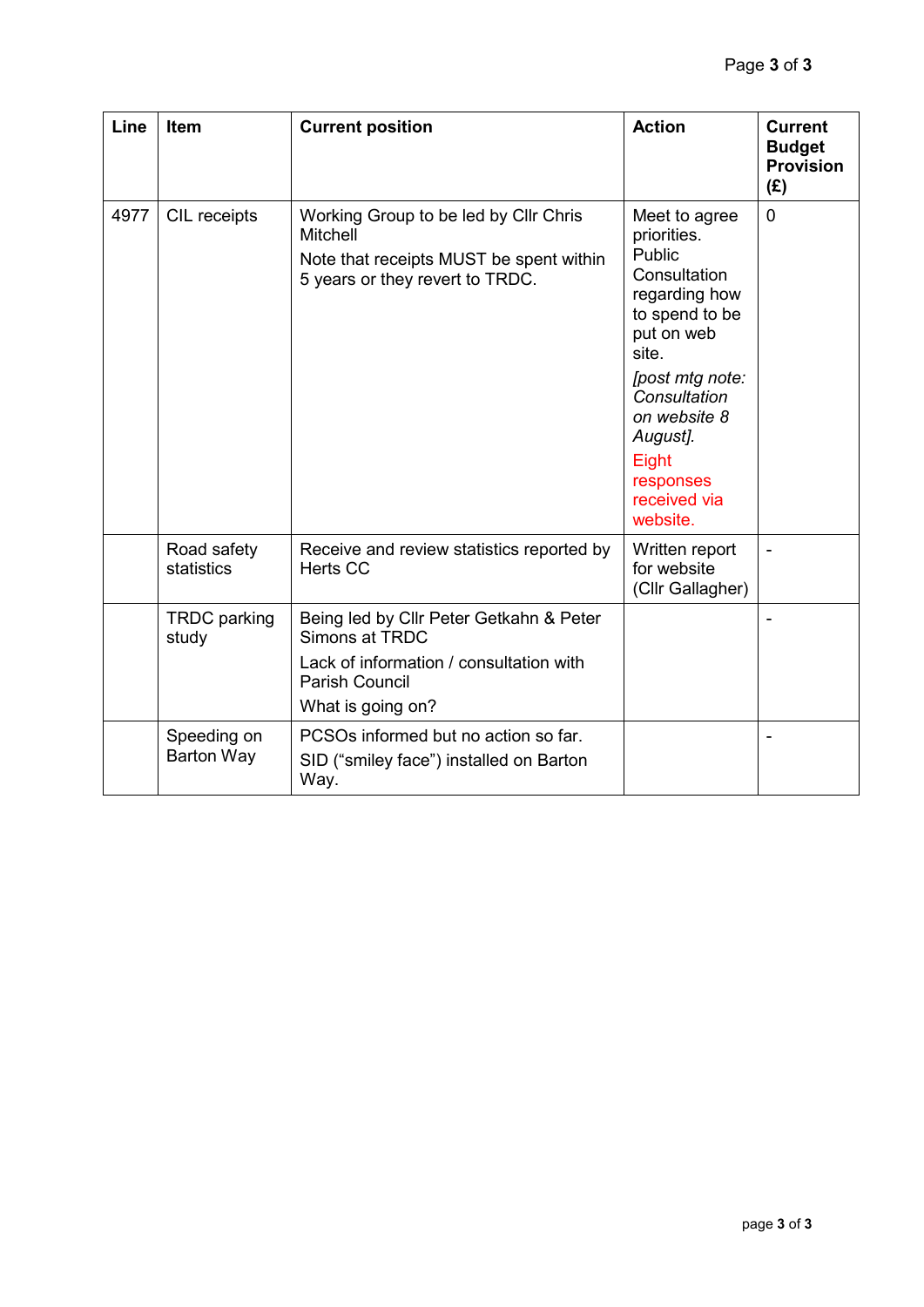| Line | Item | Current position | Action | Current Budget Provision (£) |
|---|---|---|---|---|
| 4977 | CIL receipts | Working Group to be led by Cllr Chris Mitchell<br>Note that receipts MUST be spent within 5 years or they revert to TRDC. | Meet to agree priorities. Public Consultation regarding how to spend to be put on web site.<br>*[post mtg note: Consultation on website 8 August].*<br>Eight responses received via website. | 0 |
| | Road safety statistics | Receive and review statistics reported by Herts CC | Written report for website (Cllr Gallagher) | - |
| | TRDC parking study | Being led by Cllr Peter Getkahn & Peter Simons at TRDC<br>Lack of information / consultation with Parish Council<br>What is going on? | | - |
| | Speeding on Barton Way | PCSOs informed but no action so far.<br>SID ("smiley face") installed on Barton Way. | | - |